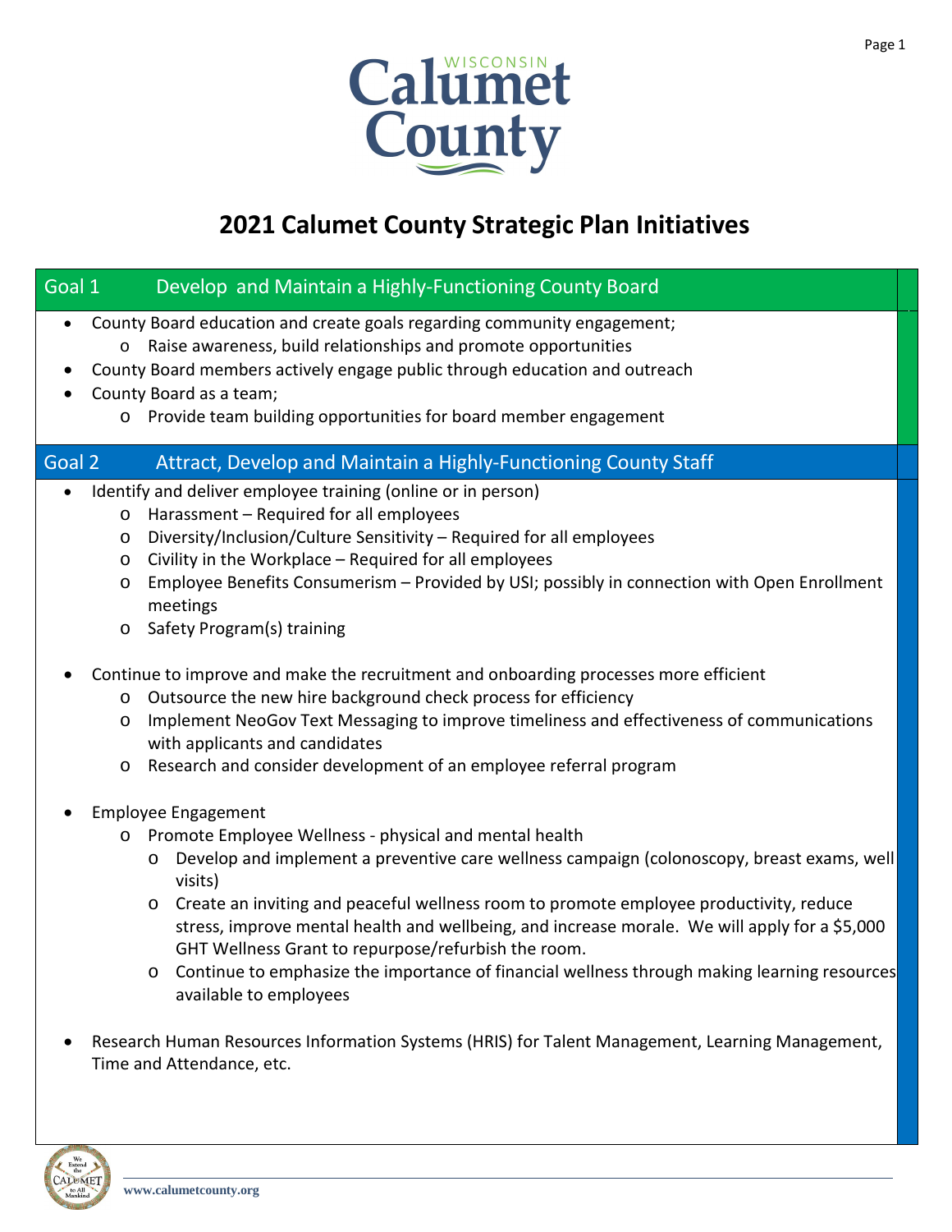# 2021 Calumet County Strategic Plan Initiatives

## Goal 1 Develop and Maintain a Highly-Functioning County Board

- County Board education and create goals regarding community engagement;
  - Raise awareness, build relationships and promote opportunities
- County Board members actively engage public through education and outreach
- County Board as a team;
  - Provide team building opportunities for board member engagement

## Goal 2 Attract, Develop and Maintain a Highly-Functioning County Staff

- Identify and deliver employee training (online or in person)
  - Harassment – Required for all employees
  - Diversity/Inclusion/Culture Sensitivity – Required for all employees
  - Civility in the Workplace – Required for all employees
  - Employee Benefits Consumerism – Provided by USI; possibly in connection with Open Enrollment meetings
  - Safety Program(s) training

- Continue to improve and make the recruitment and onboarding processes more efficient
  - Outsource the new hire background check process for efficiency
  - Implement NeoGov Text Messaging to improve timeliness and effectiveness of communications with applicants and candidates
  - Research and consider development of an employee referral program

- Employee Engagement
  - Promote Employee Wellness - physical and mental health
    - Develop and implement a preventive care wellness campaign (colonoscopy, breast exams, well visits)
    - Create an inviting and peaceful wellness room to promote employee productivity, reduce stress, improve mental health and wellbeing, and increase morale. We will apply for a $5,000 GHT Wellness Grant to repurpose/refurbish the room.
    - Continue to emphasize the importance of financial wellness through making learning resources available to employees

- Research Human Resources Information Systems (HRIS) for Talent Management, Learning Management, Time and Attendance, etc.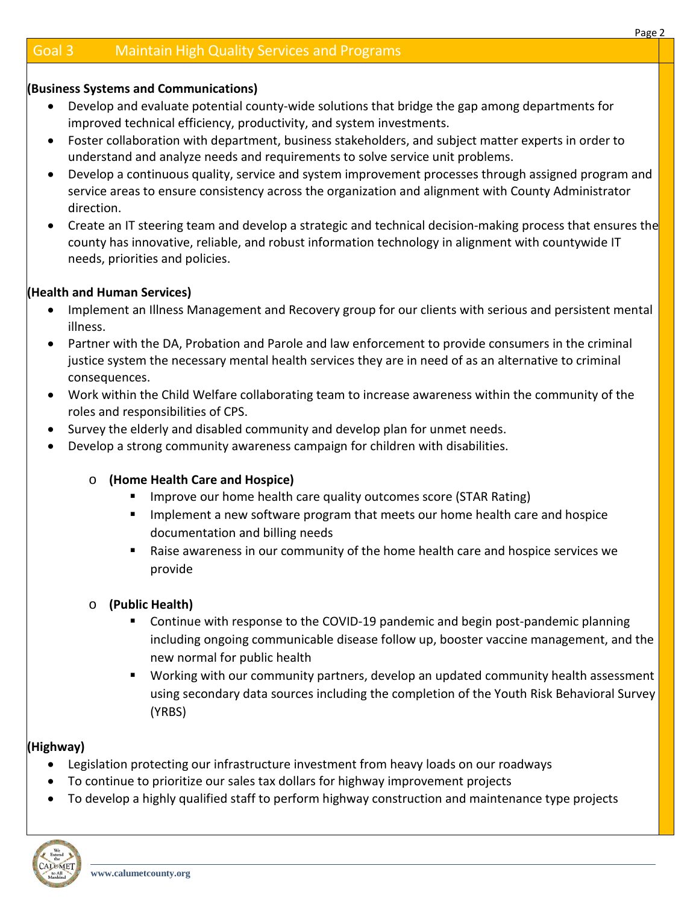## Goal 3 Maintain High Quality Services and Programs

**(Business Systems and Communications)**

- Develop and evaluate potential county-wide solutions that bridge the gap among departments for improved technical efficiency, productivity, and system investments.
- Foster collaboration with department, business stakeholders, and subject matter experts in order to understand and analyze needs and requirements to solve service unit problems.
- Develop a continuous quality, service and system improvement processes through assigned program and service areas to ensure consistency across the organization and alignment with County Administrator direction.
- Create an IT steering team and develop a strategic and technical decision-making process that ensures the county has innovative, reliable, and robust information technology in alignment with countywide IT needs, priorities and policies.

**(Health and Human Services)**

- Implement an Illness Management and Recovery group for our clients with serious and persistent mental illness.
- Partner with the DA, Probation and Parole and law enforcement to provide consumers in the criminal justice system the necessary mental health services they are in need of as an alternative to criminal consequences.
- Work within the Child Welfare collaborating team to increase awareness within the community of the roles and responsibilities of CPS.
- Survey the elderly and disabled community and develop plan for unmet needs.
- Develop a strong community awareness campaign for children with disabilities.

  - **(Home Health Care and Hospice)**
    - Improve our home health care quality outcomes score (STAR Rating)
    - Implement a new software program that meets our home health care and hospice documentation and billing needs
    - Raise awareness in our community of the home health care and hospice services we provide

  - **(Public Health)**
    - Continue with response to the COVID-19 pandemic and begin post-pandemic planning including ongoing communicable disease follow up, booster vaccine management, and the new normal for public health
    - Working with our community partners, develop an updated community health assessment using secondary data sources including the completion of the Youth Risk Behavioral Survey (YRBS)

**(Highway)**

- Legislation protecting our infrastructure investment from heavy loads on our roadways
- To continue to prioritize our sales tax dollars for highway improvement projects
- To develop a highly qualified staff to perform highway construction and maintenance type projects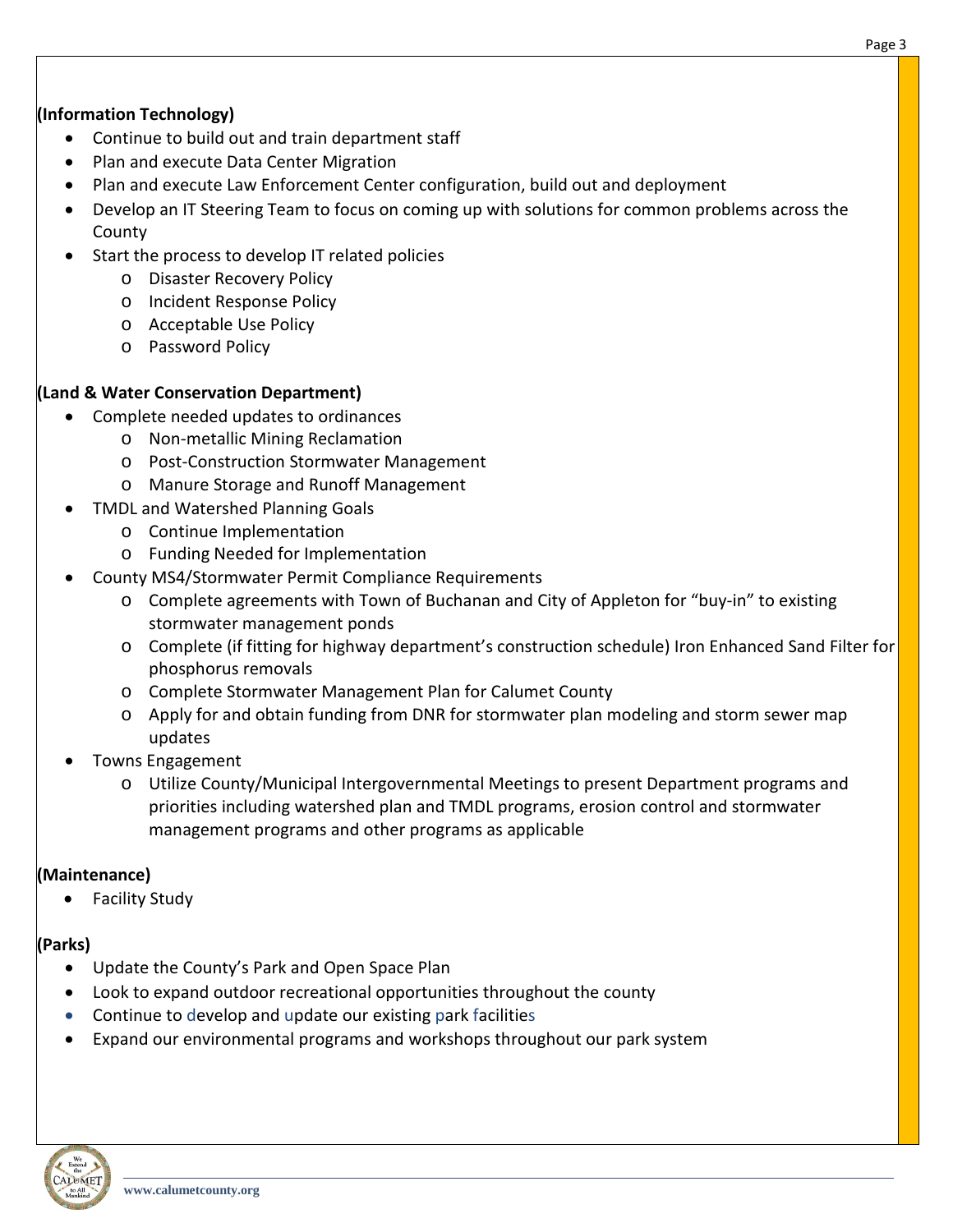**(Information Technology)**

- Continue to build out and train department staff
- Plan and execute Data Center Migration
- Plan and execute Law Enforcement Center configuration, build out and deployment
- Develop an IT Steering Team to focus on coming up with solutions for common problems across the County
- Start the process to develop IT related policies
    - Disaster Recovery Policy
    - Incident Response Policy
    - Acceptable Use Policy
    - Password Policy

**(Land & Water Conservation Department)**

- Complete needed updates to ordinances
    - Non-metallic Mining Reclamation
    - Post-Construction Stormwater Management
    - Manure Storage and Runoff Management
- TMDL and Watershed Planning Goals
    - Continue Implementation
    - Funding Needed for Implementation
- County MS4/Stormwater Permit Compliance Requirements
    - Complete agreements with Town of Buchanan and City of Appleton for "buy-in" to existing stormwater management ponds
    - Complete (if fitting for highway department's construction schedule) Iron Enhanced Sand Filter for phosphorus removals
    - Complete Stormwater Management Plan for Calumet County
    - Apply for and obtain funding from DNR for stormwater plan modeling and storm sewer map updates
- Towns Engagement
    - Utilize County/Municipal Intergovernmental Meetings to present Department programs and priorities including watershed plan and TMDL programs, erosion control and stormwater management programs and other programs as applicable

**(Maintenance)**

- Facility Study

**(Parks)**

- Update the County's Park and Open Space Plan
- Look to expand outdoor recreational opportunities throughout the county
- Continue to develop and update our existing park facilities
- Expand our environmental programs and workshops throughout our park system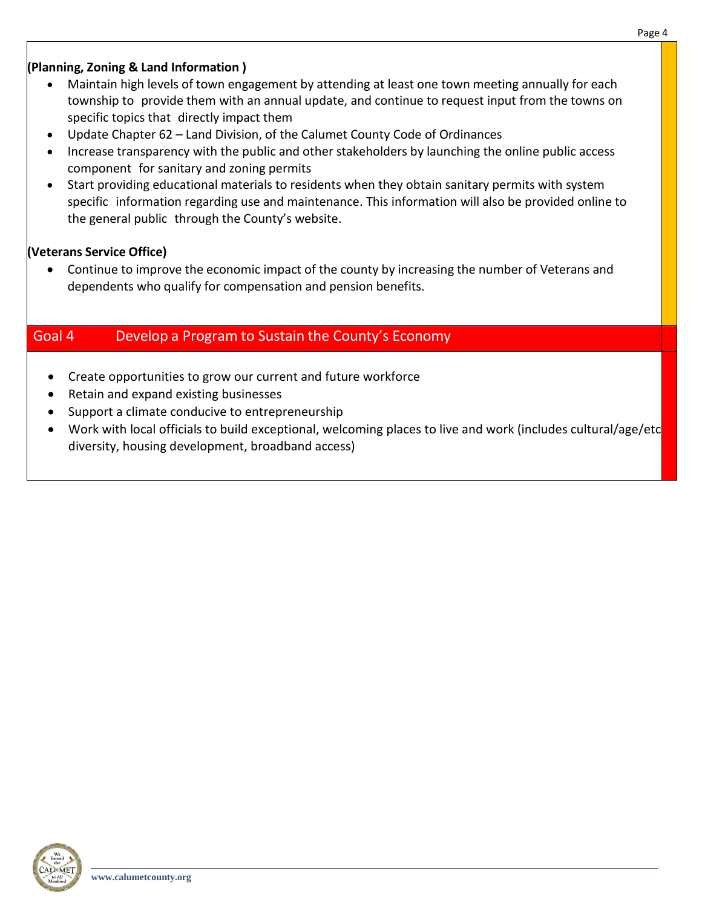**(Planning, Zoning & Land Information )**

- Maintain high levels of town engagement by attending at least one town meeting annually for each township to provide them with an annual update, and continue to request input from the towns on specific topics that directly impact them
- Update Chapter 62 – Land Division, of the Calumet County Code of Ordinances
- Increase transparency with the public and other stakeholders by launching the online public access component for sanitary and zoning permits
- Start providing educational materials to residents when they obtain sanitary permits with system specific information regarding use and maintenance. This information will also be provided online to the general public through the County's website.

**(Veterans Service Office)**

- Continue to improve the economic impact of the county by increasing the number of Veterans and dependents who qualify for compensation and pension benefits.

## Goal 4 Develop a Program to Sustain the County's Economy

- Create opportunities to grow our current and future workforce
- Retain and expand existing businesses
- Support a climate conducive to entrepreneurship
- Work with local officials to build exceptional, welcoming places to live and work (includes cultural/age/etc diversity, housing development, broadband access)